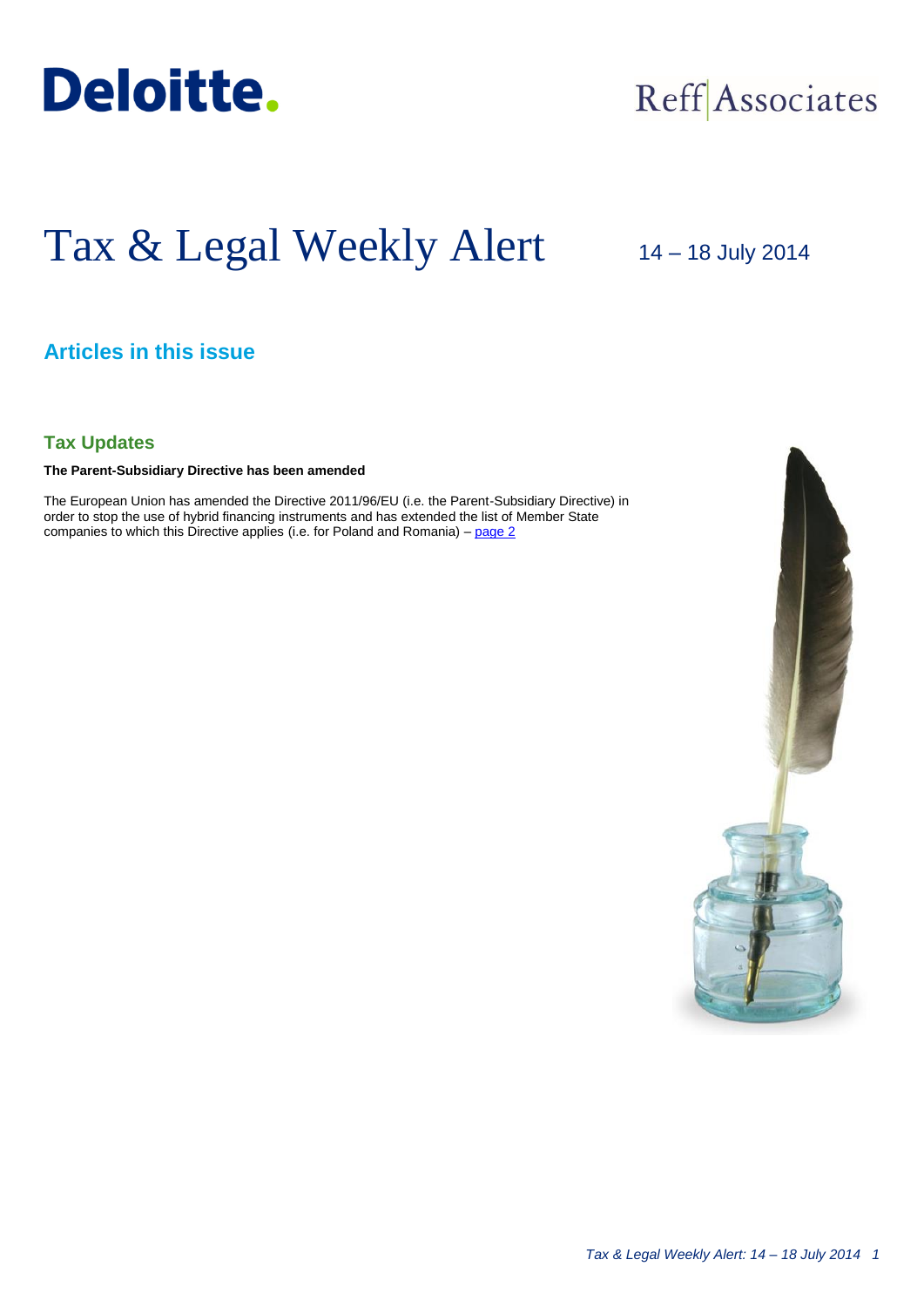Deloitte.

Reff Associates

# Tax & Legal Weekly Alert

14 – 18 July 2014

## Articles in this issue

### Tax Updates

**The Parent-Subsidiary Directive has been amended**

The European Union has amended the Directive 2011/96/EU (i.e. the Parent-Subsidiary Directive) in order to stop the use of hybrid financing instruments and has extended the list of Member State companies to which this Directive applies (i.e. for Poland and Romania) – page 2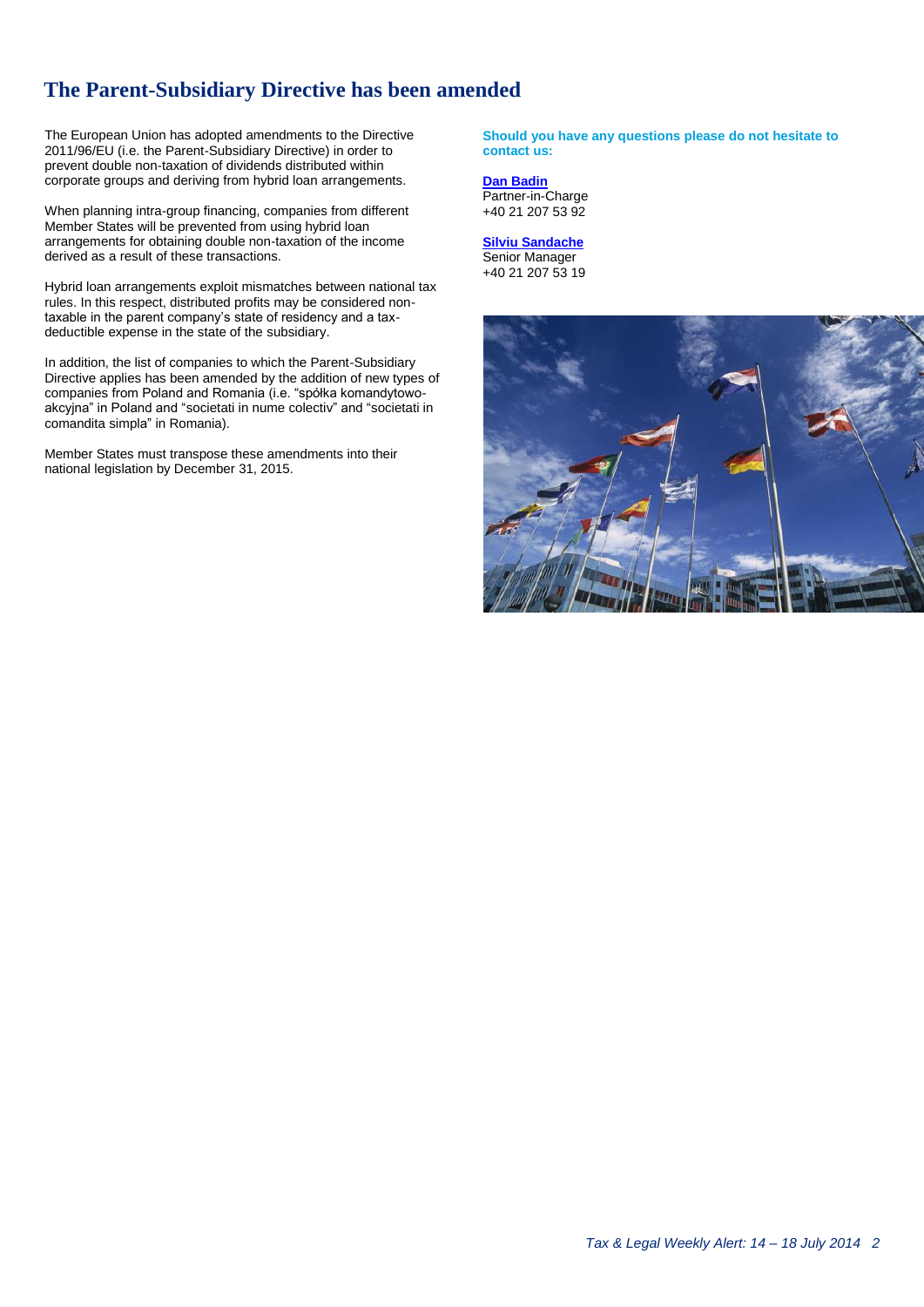# The Parent-Subsidiary Directive has been amended

The European Union has adopted amendments to the Directive 2011/96/EU (i.e. the Parent-Subsidiary Directive) in order to prevent double non-taxation of dividends distributed within corporate groups and deriving from hybrid loan arrangements.

When planning intra-group financing, companies from different Member States will be prevented from using hybrid loan arrangements for obtaining double non-taxation of the income derived as a result of these transactions.

Hybrid loan arrangements exploit mismatches between national tax rules. In this respect, distributed profits may be considered non-taxable in the parent company's state of residency and a tax-deductible expense in the state of the subsidiary.

In addition, the list of companies to which the Parent-Subsidiary Directive applies has been amended by the addition of new types of companies from Poland and Romania (i.e. "spółka komandytowo-akcyjna" in Poland and "societati in nume colectiv" and "societati in comandita simpla" in Romania).

Member States must transpose these amendments into their national legislation by December 31, 2015.

**Should you have any questions please do not hesitate to contact us:**

**Dan Badin**
Partner-in-Charge
+40 21 207 53 92

**Silviu Sandache**
Senior Manager
+40 21 207 53 19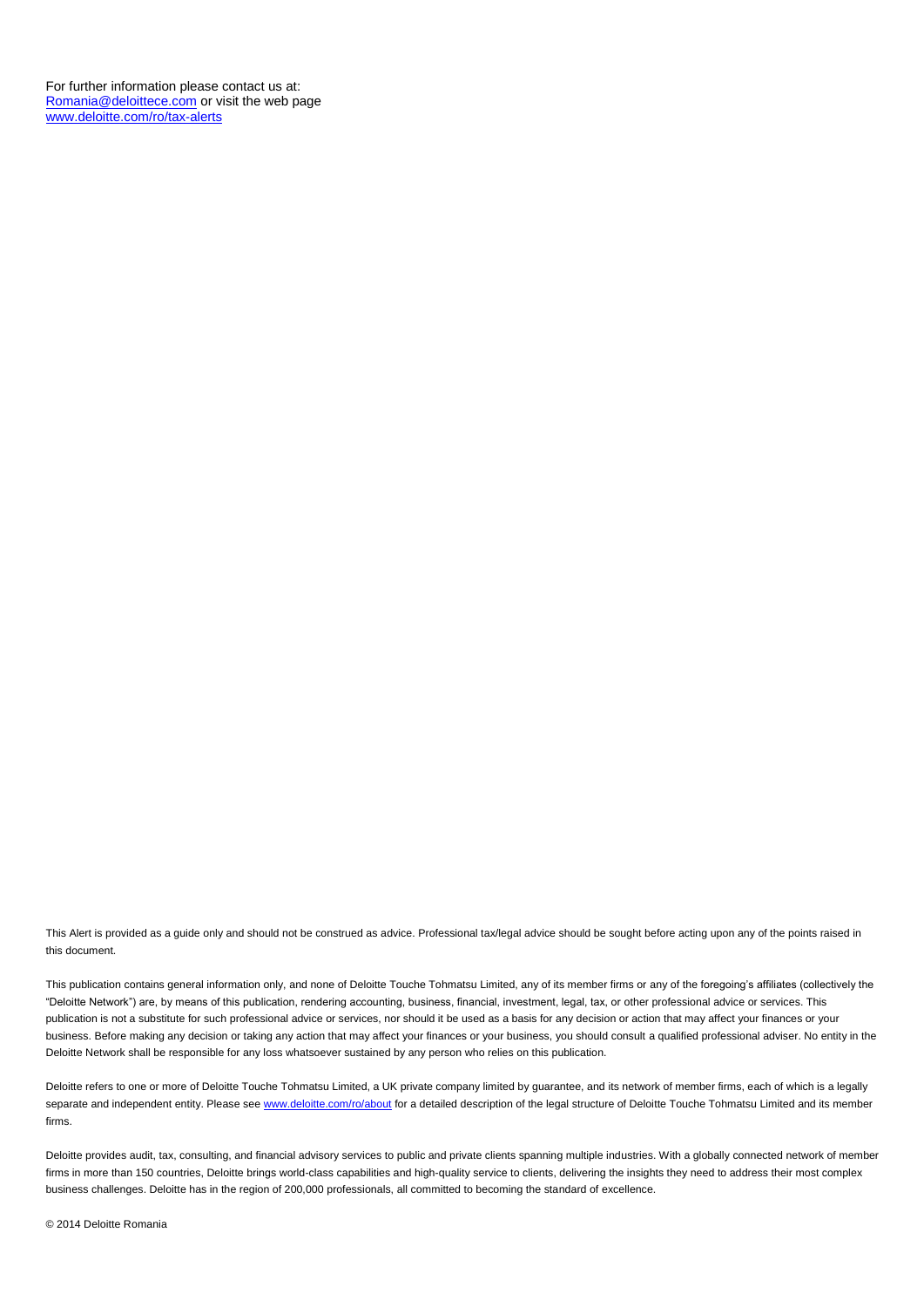For further information please contact us at:
[Romania@deloittece.com](mailto:Romania@deloittece.com) or visit the web page
[www.deloitte.com/ro/tax-alerts](http://www.deloitte.com/ro/tax-alerts)

This Alert is provided as a guide only and should not be construed as advice. Professional tax/legal advice should be sought before acting upon any of the points raised in this document.

This publication contains general information only, and none of Deloitte Touche Tohmatsu Limited, any of its member firms or any of the foregoing's affiliates (collectively the "Deloitte Network") are, by means of this publication, rendering accounting, business, financial, investment, legal, tax, or other professional advice or services. This publication is not a substitute for such professional advice or services, nor should it be used as a basis for any decision or action that may affect your finances or your business. Before making any decision or taking any action that may affect your finances or your business, you should consult a qualified professional adviser. No entity in the Deloitte Network shall be responsible for any loss whatsoever sustained by any person who relies on this publication.

Deloitte refers to one or more of Deloitte Touche Tohmatsu Limited, a UK private company limited by guarantee, and its network of member firms, each of which is a legally separate and independent entity. Please see [www.deloitte.com/ro/about](http://www.deloitte.com/ro/about) for a detailed description of the legal structure of Deloitte Touche Tohmatsu Limited and its member firms.

Deloitte provides audit, tax, consulting, and financial advisory services to public and private clients spanning multiple industries. With a globally connected network of member firms in more than 150 countries, Deloitte brings world-class capabilities and high-quality service to clients, delivering the insights they need to address their most complex business challenges. Deloitte has in the region of 200,000 professionals, all committed to becoming the standard of excellence.

© 2014 Deloitte Romania